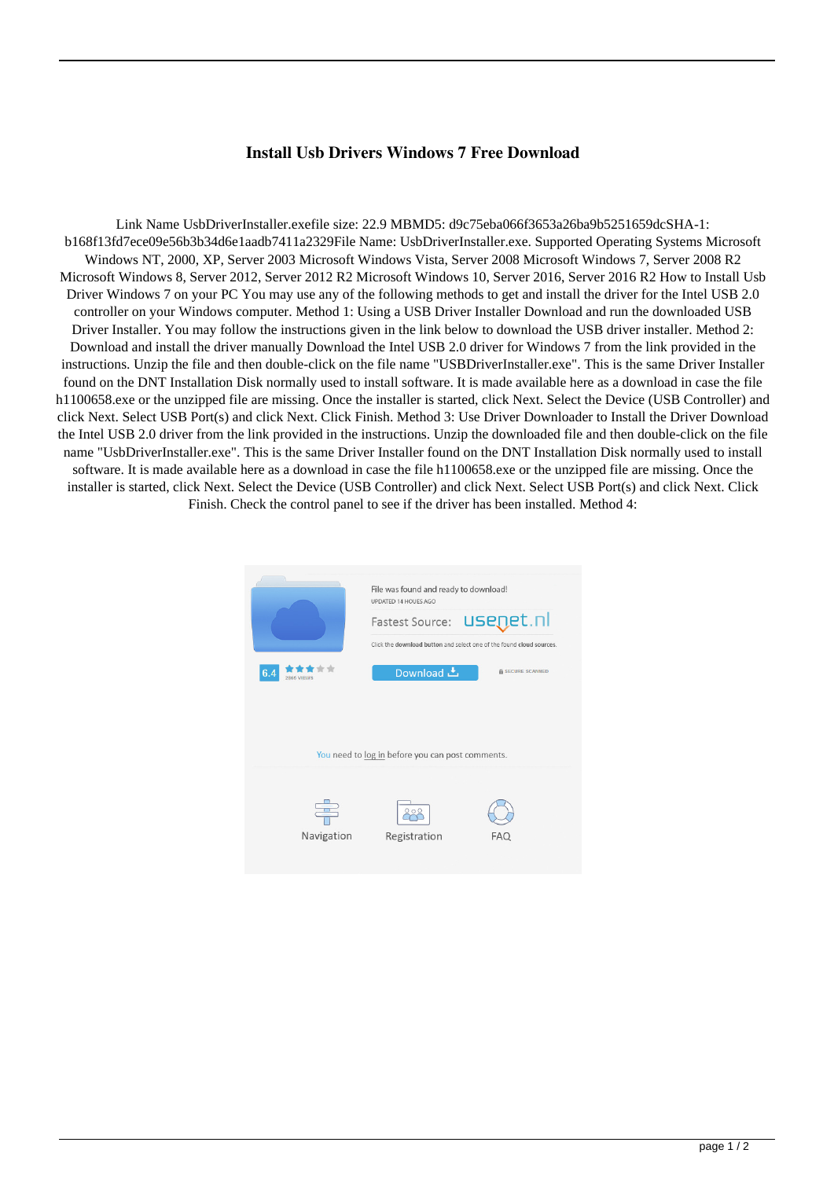# Install Usb Drivers Windows 7 Free Download

Link Name UsbDriverInstaller.exefile size: 22.9 MBMD5: d9c75eba066f3653a26ba9b5251659dcSHA-1: b168f13fd7ece09e56b3b34d6e1aadb7411a2329File Name: UsbDriverInstaller.exe. Supported Operating Systems Microsoft Windows NT, 2000, XP, Server 2003 Microsoft Windows Vista, Server 2008 Microsoft Windows 7, Server 2008 R2 Microsoft Windows 8, Server 2012, Server 2012 R2 Microsoft Windows 10, Server 2016, Server 2016 R2 How to Install Usb Driver Windows 7 on your PC You may use any of the following methods to get and install the driver for the Intel USB 2.0 controller on your Windows computer. Method 1: Using a USB Driver Installer Download and run the downloaded USB Driver Installer. You may follow the instructions given in the link below to download the USB driver installer. Method 2: Download and install the driver manually Download the Intel USB 2.0 driver for Windows 7 from the link provided in the instructions. Unzip the file and then double-click on the file name "USBDriverInstaller.exe". This is the same Driver Installer found on the DNT Installation Disk normally used to install software. It is made available here as a download in case the file h1100658.exe or the unzipped file are missing. Once the installer is started, click Next. Select the Device (USB Controller) and click Next. Select USB Port(s) and click Next. Click Finish. Method 3: Use Driver Downloader to Install the Driver Download the Intel USB 2.0 driver from the link provided in the instructions. Unzip the downloaded file and then double-click on the file name "UsbDriverInstaller.exe". This is the same Driver Installer found on the DNT Installation Disk normally used to install software. It is made available here as a download in case the file h1100658.exe or the unzipped file are missing. Once the installer is started, click Next. Select the Device (USB Controller) and click Next. Select USB Port(s) and click Next. Click Finish. Check the control panel to see if the driver has been installed. Method 4:

File was found and ready to download!
UPDATED 14 HOURS AGO

Fastest Source: usenet.nl

Click the download button and select one of the found cloud sources.

6.4 ★★★ 2866 VIEWS

Download

SECURE SCANNED

You need to log in before you can post comments.

Navigation Registration FAQ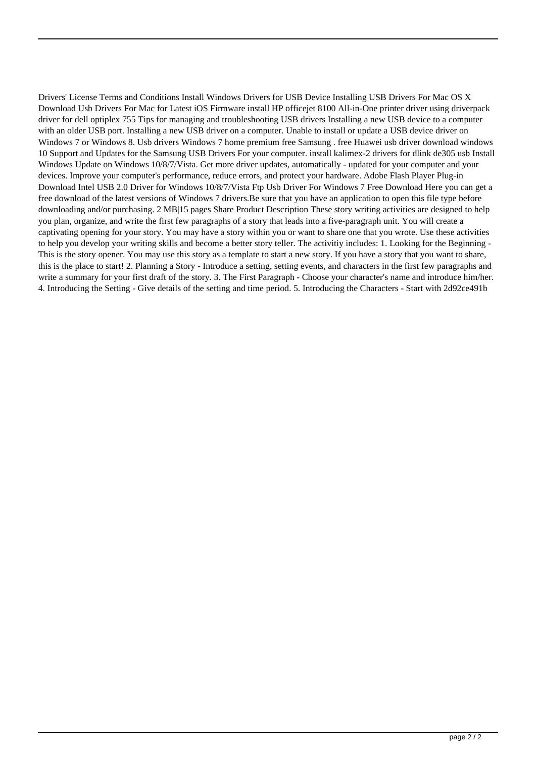Drivers' License Terms and Conditions Install Windows Drivers for USB Device Installing USB Drivers For Mac OS X Download Usb Drivers For Mac for Latest iOS Firmware install HP officejet 8100 All-in-One printer driver using driverpack driver for dell optiplex 755 Tips for managing and troubleshooting USB drivers Installing a new USB device to a computer with an older USB port. Installing a new USB driver on a computer. Unable to install or update a USB device driver on Windows 7 or Windows 8. Usb drivers Windows 7 home premium free Samsung . free Huawei usb driver download windows 10 Support and Updates for the Samsung USB Drivers For your computer. install kalimex-2 drivers for dlink de305 usb Install Windows Update on Windows 10/8/7/Vista. Get more driver updates, automatically - updated for your computer and your devices. Improve your computer's performance, reduce errors, and protect your hardware. Adobe Flash Player Plug-in Download Intel USB 2.0 Driver for Windows 10/8/7/Vista Ftp Usb Driver For Windows 7 Free Download Here you can get a free download of the latest versions of Windows 7 drivers.Be sure that you have an application to open this file type before downloading and/or purchasing. 2 MB|15 pages Share Product Description These story writing activities are designed to help you plan, organize, and write the first few paragraphs of a story that leads into a five-paragraph unit. You will create a captivating opening for your story. You may have a story within you or want to share one that you wrote. Use these activities to help you develop your writing skills and become a better story teller. The activitiy includes: 1. Looking for the Beginning - This is the story opener. You may use this story as a template to start a new story. If you have a story that you want to share, this is the place to start! 2. Planning a Story - Introduce a setting, setting events, and characters in the first few paragraphs and write a summary for your first draft of the story. 3. The First Paragraph - Choose your character's name and introduce him/her. 4. Introducing the Setting - Give details of the setting and time period. 5. Introducing the Characters - Start with 2d92ce491b